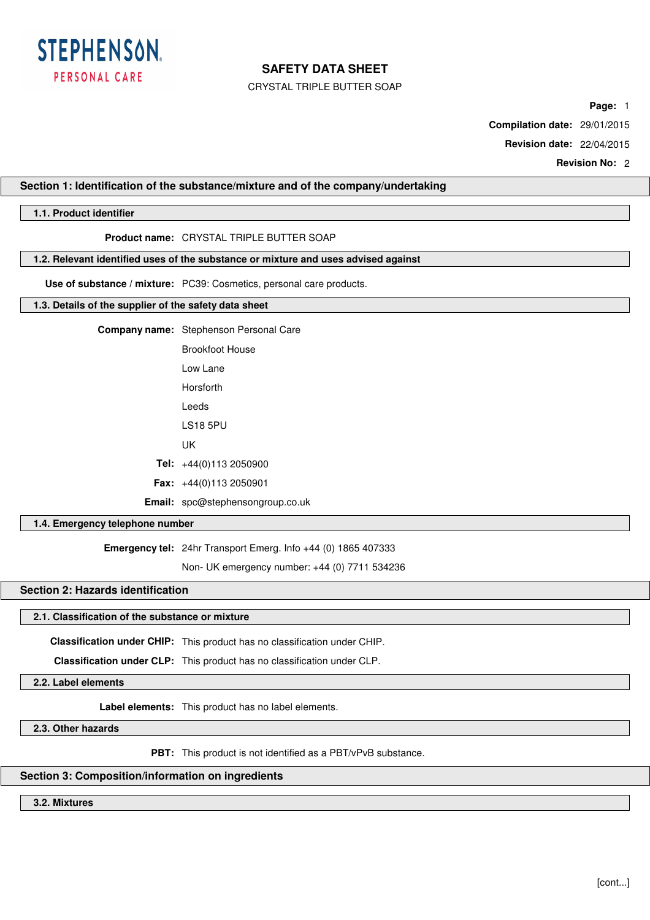STEPHENSON

PERSONAL CARE

# SAFETY DATA SHEET

CRYSTAL TRIPLE BUTTER SOAP

**Page:** 1

**Compilation date:** 29/01/2015

**Revision date:** 22/04/2015

**Revision No:** 2

## Section 1: Identification of the substance/mixture and of the company/undertaking

### 1.1. Product identifier

**Product name:** CRYSTAL TRIPLE BUTTER SOAP

### 1.2. Relevant identified uses of the substance or mixture and uses advised against

**Use of substance / mixture:** PC39: Cosmetics, personal care products.

### 1.3. Details of the supplier of the safety data sheet

**Company name:** Stephenson Personal Care

Brookfoot House

Low Lane

Horsforth

Leeds

LS18 5PU

UK

**Tel:** +44(0)113 2050900

**Fax:** +44(0)113 2050901

**Email:** spc@stephensongroup.co.uk

### 1.4. Emergency telephone number

**Emergency tel:** 24hr Transport Emerg. Info +44 (0) 1865 407333

Non- UK emergency number: +44 (0) 7711 534236

## Section 2: Hazards identification

### 2.1. Classification of the substance or mixture

**Classification under CHIP:** This product has no classification under CHIP.

**Classification under CLP:** This product has no classification under CLP.

### 2.2. Label elements

**Label elements:** This product has no label elements.

### 2.3. Other hazards

**PBT:** This product is not identified as a PBT/vPvB substance.

## Section 3: Composition/information on ingredients

### 3.2. Mixtures

[cont...]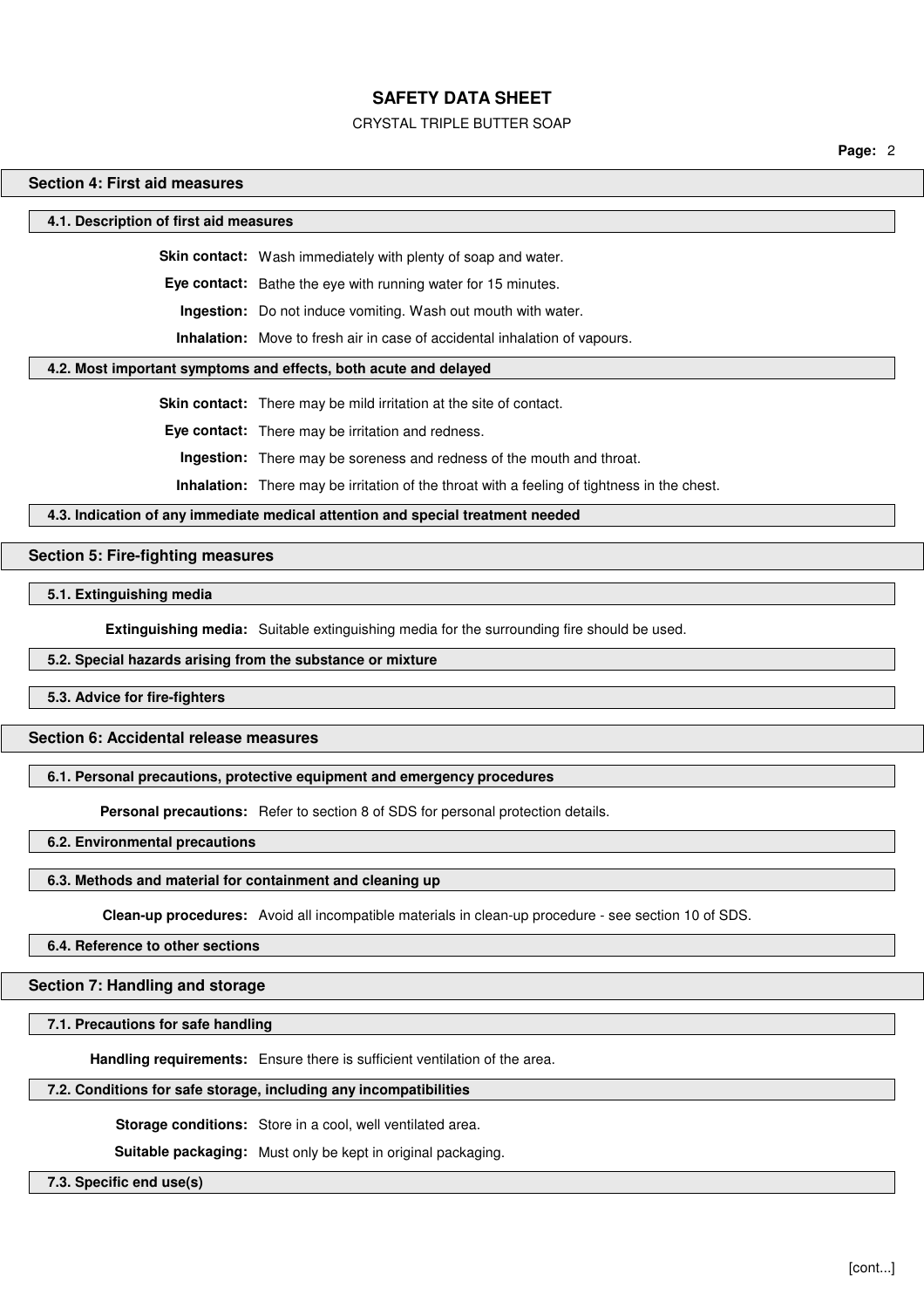## Section 4: First aid measures

### 4.1. Description of first aid measures

**Skin contact:** Wash immediately with plenty of soap and water.

**Eye contact:** Bathe the eye with running water for 15 minutes.

**Ingestion:** Do not induce vomiting. Wash out mouth with water.

**Inhalation:** Move to fresh air in case of accidental inhalation of vapours.

### 4.2. Most important symptoms and effects, both acute and delayed

**Skin contact:** There may be mild irritation at the site of contact.

**Eye contact:** There may be irritation and redness.

**Ingestion:** There may be soreness and redness of the mouth and throat.

**Inhalation:** There may be irritation of the throat with a feeling of tightness in the chest.

### 4.3. Indication of any immediate medical attention and special treatment needed

## Section 5: Fire-fighting measures

### 5.1. Extinguishing media

**Extinguishing media:** Suitable extinguishing media for the surrounding fire should be used.

### 5.2. Special hazards arising from the substance or mixture

### 5.3. Advice for fire-fighters

## Section 6: Accidental release measures

### 6.1. Personal precautions, protective equipment and emergency procedures

**Personal precautions:** Refer to section 8 of SDS for personal protection details.

### 6.2. Environmental precautions

### 6.3. Methods and material for containment and cleaning up

**Clean-up procedures:** Avoid all incompatible materials in clean-up procedure - see section 10 of SDS.

### 6.4. Reference to other sections

## Section 7: Handling and storage

### 7.1. Precautions for safe handling

**Handling requirements:** Ensure there is sufficient ventilation of the area.

### 7.2. Conditions for safe storage, including any incompatibilities

**Storage conditions:** Store in a cool, well ventilated area.

**Suitable packaging:** Must only be kept in original packaging.

### 7.3. Specific end use(s)

[cont...]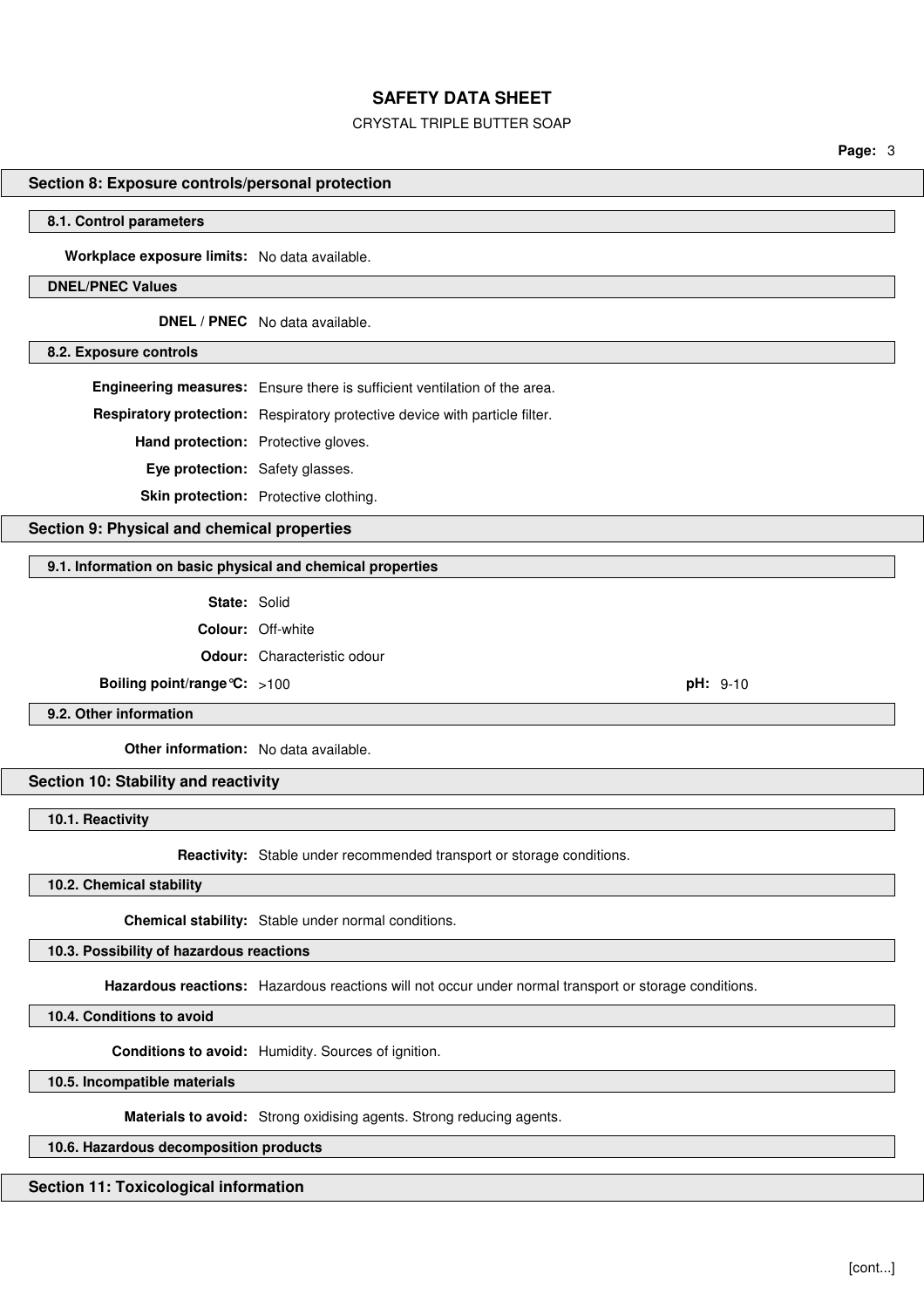## Section 8: Exposure controls/personal protection

### 8.1. Control parameters

**Workplace exposure limits:** No data available.

### DNEL/PNEC Values

**DNEL / PNEC** No data available.

### 8.2. Exposure controls

**Engineering measures:** Ensure there is sufficient ventilation of the area.

**Respiratory protection:** Respiratory protective device with particle filter.

**Hand protection:** Protective gloves.

**Eye protection:** Safety glasses.

**Skin protection:** Protective clothing.

## Section 9: Physical and chemical properties

### 9.1. Information on basic physical and chemical properties

**State:** Solid

**Colour:** Off-white

**Odour:** Characteristic odour

**Boiling point/range°C:** >100 **pH:** 9-10

### 9.2. Other information

**Other information:** No data available.

## Section 10: Stability and reactivity

### 10.1. Reactivity

**Reactivity:** Stable under recommended transport or storage conditions.

### 10.2. Chemical stability

**Chemical stability:** Stable under normal conditions.

### 10.3. Possibility of hazardous reactions

**Hazardous reactions:** Hazardous reactions will not occur under normal transport or storage conditions.

### 10.4. Conditions to avoid

**Conditions to avoid:** Humidity. Sources of ignition.

### 10.5. Incompatible materials

**Materials to avoid:** Strong oxidising agents. Strong reducing agents.

### 10.6. Hazardous decomposition products

## Section 11: Toxicological information

[cont...]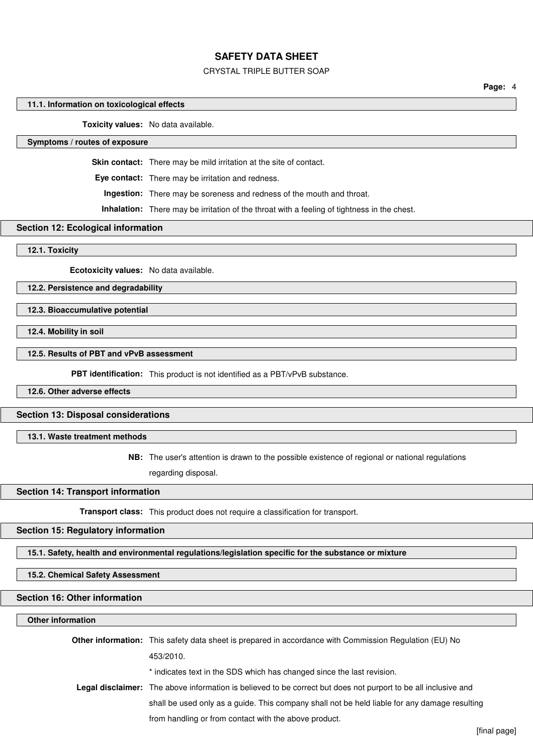### 11.1. Information on toxicological effects

**Toxicity values:** No data available.

### Symptoms / routes of exposure

**Skin contact:** There may be mild irritation at the site of contact.

**Eye contact:** There may be irritation and redness.

**Ingestion:** There may be soreness and redness of the mouth and throat.

**Inhalation:** There may be irritation of the throat with a feeling of tightness in the chest.

## Section 12: Ecological information

### 12.1. Toxicity

**Ecotoxicity values:** No data available.

### 12.2. Persistence and degradability

### 12.3. Bioaccumulative potential

### 12.4. Mobility in soil

### 12.5. Results of PBT and vPvB assessment

**PBT identification:** This product is not identified as a PBT/vPvB substance.

### 12.6. Other adverse effects

## Section 13: Disposal considerations

### 13.1. Waste treatment methods

**NB:** The user's attention is drawn to the possible existence of regional or national regulations regarding disposal.

## Section 14: Transport information

**Transport class:** This product does not require a classification for transport.

## Section 15: Regulatory information

### 15.1. Safety, health and environmental regulations/legislation specific for the substance or mixture

### 15.2. Chemical Safety Assessment

## Section 16: Other information

### Other information

**Other information:** This safety data sheet is prepared in accordance with Commission Regulation (EU) No 453/2010.

* indicates text in the SDS which has changed since the last revision.

**Legal disclaimer:** The above information is believed to be correct but does not purport to be all inclusive and shall be used only as a guide. This company shall not be held liable for any damage resulting from handling or from contact with the above product.

[final page]